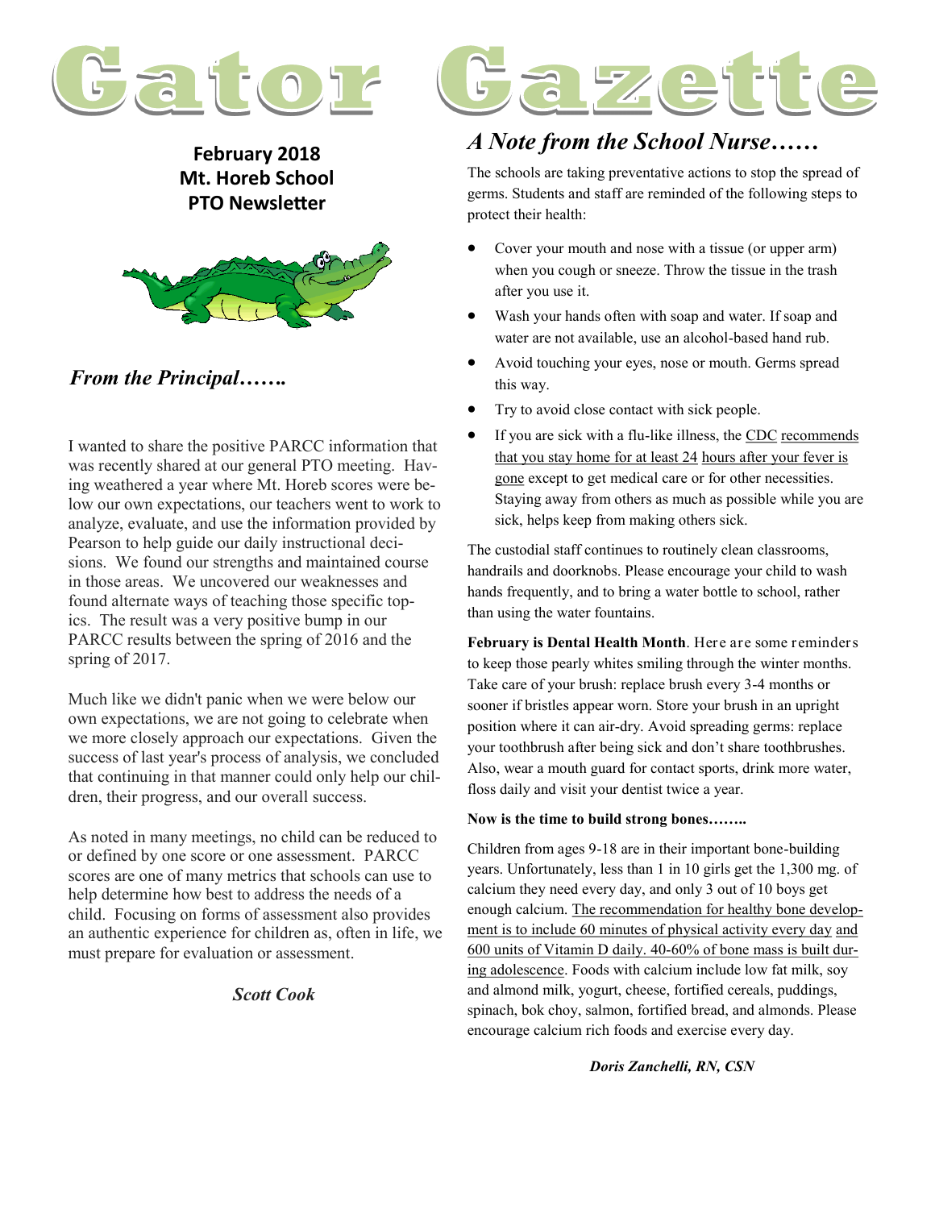# Gator Gazette

**February 2018**
**Mt. Horeb School**
**PTO Newsletter**

## *From the Principal…….*

I wanted to share the positive PARCC information that was recently shared at our general PTO meeting. Having weathered a year where Mt. Horeb scores were below our own expectations, our teachers went to work to analyze, evaluate, and use the information provided by Pearson to help guide our daily instructional decisions. We found our strengths and maintained course in those areas. We uncovered our weaknesses and found alternate ways of teaching those specific topics. The result was a very positive bump in our PARCC results between the spring of 2016 and the spring of 2017.

Much like we didn't panic when we were below our own expectations, we are not going to celebrate when we more closely approach our expectations. Given the success of last year's process of analysis, we concluded that continuing in that manner could only help our children, their progress, and our overall success.

As noted in many meetings, no child can be reduced to or defined by one score or one assessment. PARCC scores are one of many metrics that schools can use to help determine how best to address the needs of a child. Focusing on forms of assessment also provides an authentic experience for children as, often in life, we must prepare for evaluation or assessment.

***Scott Cook***

## *A Note from the School Nurse……*

The schools are taking preventative actions to stop the spread of germs. Students and staff are reminded of the following steps to protect their health:

- Cover your mouth and nose with a tissue (or upper arm) when you cough or sneeze. Throw the tissue in the trash after you use it.
- Wash your hands often with soap and water. If soap and water are not available, use an alcohol-based hand rub.
- Avoid touching your eyes, nose or mouth. Germs spread this way.
- Try to avoid close contact with sick people.
- If you are sick with a flu-like illness, the CDC recommends that you stay home for at least 24 hours after your fever is gone except to get medical care or for other necessities. Staying away from others as much as possible while you are sick, helps keep from making others sick.

The custodial staff continues to routinely clean classrooms, handrails and doorknobs. Please encourage your child to wash hands frequently, and to bring a water bottle to school, rather than using the water fountains.

**February is Dental Health Month**. Here are some reminders to keep those pearly whites smiling through the winter months. Take care of your brush: replace brush every 3-4 months or sooner if bristles appear worn. Store your brush in an upright position where it can air-dry. Avoid spreading germs: replace your toothbrush after being sick and don't share toothbrushes. Also, wear a mouth guard for contact sports, drink more water, floss daily and visit your dentist twice a year.

**Now is the time to build strong bones……..**

Children from ages 9-18 are in their important bone-building years. Unfortunately, less than 1 in 10 girls get the 1,300 mg. of calcium they need every day, and only 3 out of 10 boys get enough calcium. The recommendation for healthy bone development is to include 60 minutes of physical activity every day and 600 units of Vitamin D daily. 40-60% of bone mass is built during adolescence. Foods with calcium include low fat milk, soy and almond milk, yogurt, cheese, fortified cereals, puddings, spinach, bok choy, salmon, fortified bread, and almonds. Please encourage calcium rich foods and exercise every day.

***Doris Zanchelli, RN, CSN***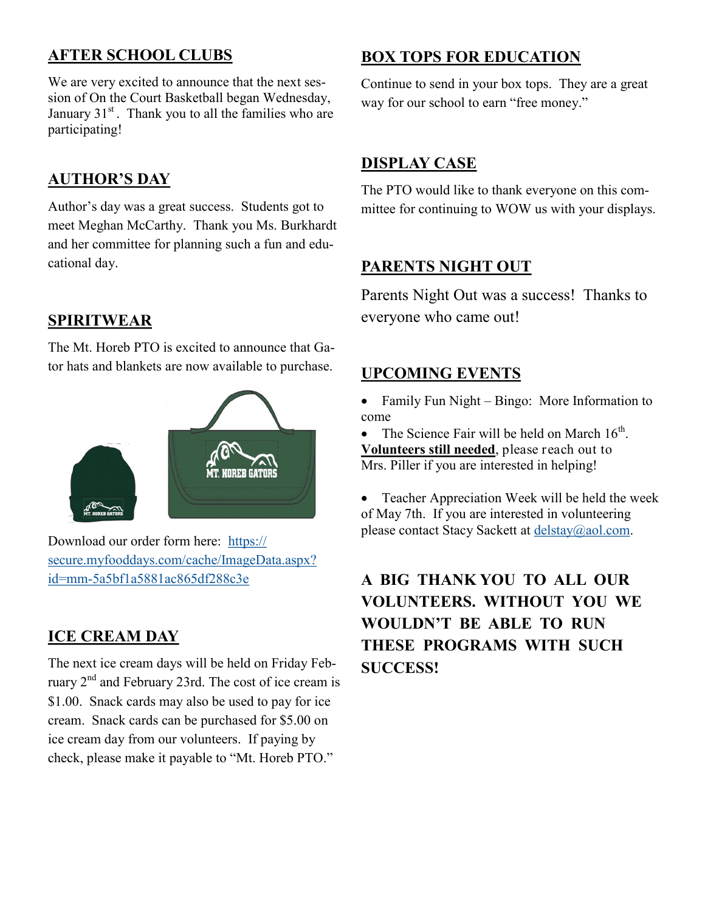## AFTER SCHOOL CLUBS

We are very excited to announce that the next session of On the Court Basketball began Wednesday, January 31st. Thank you to all the families who are participating!

## AUTHOR'S DAY

Author's day was a great success. Students got to meet Meghan McCarthy. Thank you Ms. Burkhardt and her committee for planning such a fun and educational day.

## SPIRITWEAR

The Mt. Horeb PTO is excited to announce that Gator hats and blankets are now available to purchase.

Download our order form here: https://secure.myfooddays.com/cache/ImageData.aspx?id=mm-5a5bf1a5881ac865df288c3e

## ICE CREAM DAY

The next ice cream days will be held on Friday February 2nd and February 23rd. The cost of ice cream is $1.00. Snack cards may also be used to pay for ice cream. Snack cards can be purchased for $5.00 on ice cream day from our volunteers. If paying by check, please make it payable to "Mt. Horeb PTO."

## BOX TOPS FOR EDUCATION

Continue to send in your box tops. They are a great way for our school to earn "free money."

## DISPLAY CASE

The PTO would like to thank everyone on this committee for continuing to WOW us with your displays.

## PARENTS NIGHT OUT

Parents Night Out was a success! Thanks to everyone who came out!

## UPCOMING EVENTS

- Family Fun Night – Bingo: More Information to come
- The Science Fair will be held on March 16th. **Volunteers still needed**, please reach out to Mrs. Piller if you are interested in helping!
- Teacher Appreciation Week will be held the week of May 7th. If you are interested in volunteering please contact Stacy Sackett at delstay@aol.com.

**A BIG THANK YOU TO ALL OUR VOLUNTEERS. WITHOUT YOU WE WOULDN'T BE ABLE TO RUN THESE PROGRAMS WITH SUCH SUCCESS!**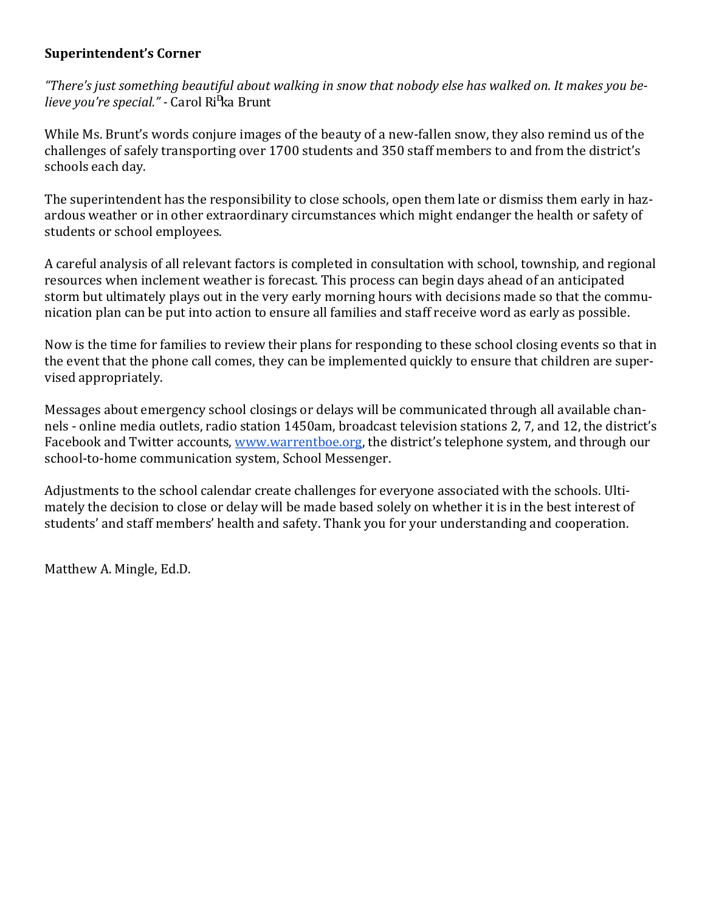**Superintendent's Corner**

*"There's just something beautiful about walking in snow that nobody else has walked on. It makes you believe you're special."* - Carol Rifka Brunt

While Ms. Brunt's words conjure images of the beauty of a new-fallen snow, they also remind us of the challenges of safely transporting over 1700 students and 350 staff members to and from the district's schools each day.

The superintendent has the responsibility to close schools, open them late or dismiss them early in hazardous weather or in other extraordinary circumstances which might endanger the health or safety of students or school employees.

A careful analysis of all relevant factors is completed in consultation with school, township, and regional resources when inclement weather is forecast. This process can begin days ahead of an anticipated storm but ultimately plays out in the very early morning hours with decisions made so that the communication plan can be put into action to ensure all families and staff receive word as early as possible.

Now is the time for families to review their plans for responding to these school closing events so that in the event that the phone call comes, they can be implemented quickly to ensure that children are supervised appropriately.

Messages about emergency school closings or delays will be communicated through all available channels - online media outlets, radio station 1450am, broadcast television stations 2, 7, and 12, the district's Facebook and Twitter accounts, www.warrentboe.org, the district's telephone system, and through our school-to-home communication system, School Messenger.

Adjustments to the school calendar create challenges for everyone associated with the schools. Ultimately the decision to close or delay will be made based solely on whether it is in the best interest of students' and staff members' health and safety. Thank you for your understanding and cooperation.

Matthew A. Mingle, Ed.D.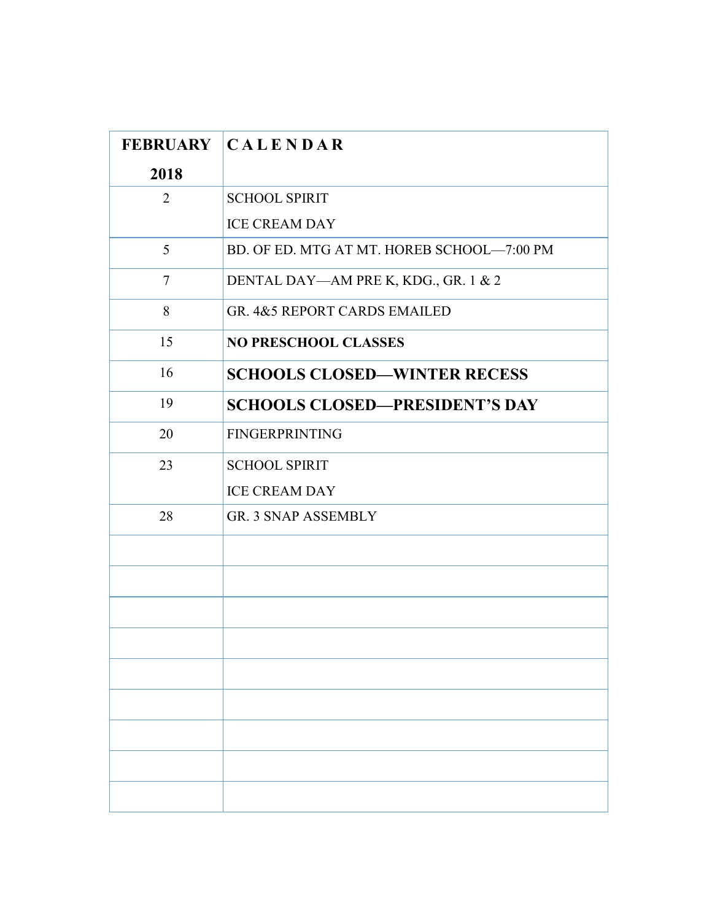| **FEBRUARY 2018** | **C A L E N D A R** |
| --- | --- |
| 2 | SCHOOL SPIRIT<br>ICE CREAM DAY |
| 5 | BD. OF ED. MTG AT MT. HOREB SCHOOL—7:00 PM |
| 7 | DENTAL DAY—AM PRE K, KDG., GR. 1 & 2 |
| 8 | GR. 4&5 REPORT CARDS EMAILED |
| 15 | **NO PRESCHOOL CLASSES** |
| 16 | **SCHOOLS CLOSED—WINTER RECESS** |
| 19 | **SCHOOLS CLOSED—PRESIDENT'S DAY** |
| 20 | FINGERPRINTING |
| 23 | SCHOOL SPIRIT<br>ICE CREAM DAY |
| 28 | GR. 3 SNAP ASSEMBLY |
| | |
| | |
| | |
| | |
| | |
| | |
| | |
| | |
| | |